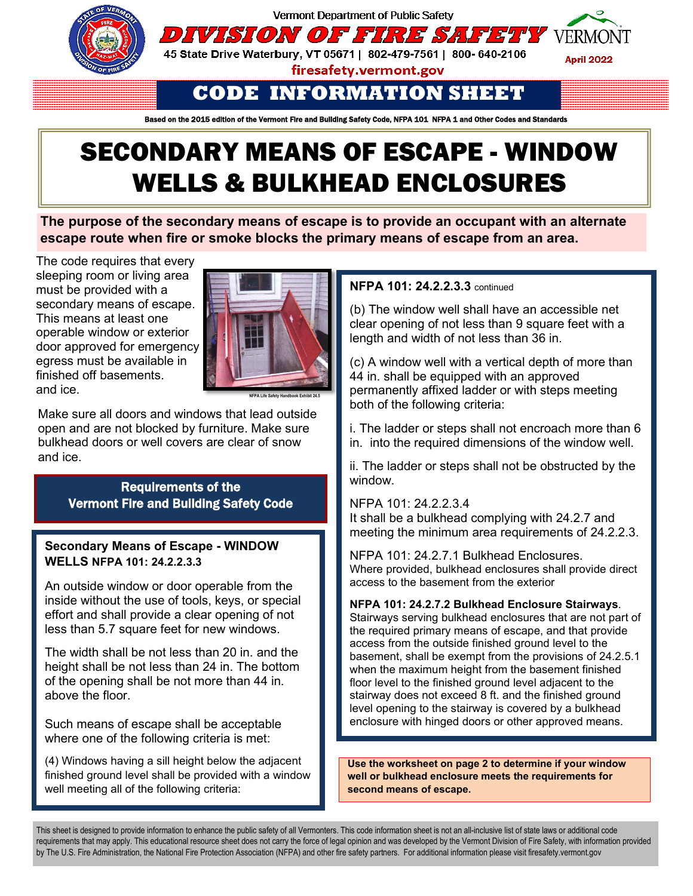Vermont Department of Public Safety

# DIVISION OF FIRE SAFETY

45 State Drive Waterbury, VT 05671 | 802-479-7561 | 800- 640-2106

firesafety.vermont.gov

April 2022

## CODE INFORMATION SHEET

**Based on the 2015 edition of the Vermont Fire and Building Safety Code, NFPA 101 NFPA 1 and Other Codes and Standards**

# SECONDARY MEANS OF ESCAPE - WINDOW WELLS & BULKHEAD ENCLOSURES

**The purpose of the secondary means of escape is to provide an occupant with an alternate escape route when fire or smoke blocks the primary means of escape from an area.**

The code requires that every sleeping room or living area must be provided with a secondary means of escape. This means at least one operable window or exterior door approved for emergency egress must be available in finished off basements. and ice.

NFPA Life Safety Handbook Exhibit 24.5

Make sure all doors and windows that lead outside open and are not blocked by furniture. Make sure bulkhead doors or well covers are clear of snow and ice.

### Requirements of the Vermont Fire and Building Safety Code

**Secondary Means of Escape - WINDOW WELLS NFPA 101: 24.2.2.3.3**

An outside window or door operable from the inside without the use of tools, keys, or special effort and shall provide a clear opening of not less than 5.7 square feet for new windows.

The width shall be not less than 20 in. and the height shall be not less than 24 in. The bottom of the opening shall be not more than 44 in. above the floor.

Such means of escape shall be acceptable where one of the following criteria is met:

(4) Windows having a sill height below the adjacent finished ground level shall be provided with a window well meeting all of the following criteria:

**NFPA 101: 24.2.2.3.3** continued

(b) The window well shall have an accessible net clear opening of not less than 9 square feet with a length and width of not less than 36 in.

(c) A window well with a vertical depth of more than 44 in. shall be equipped with an approved permanently affixed ladder or with steps meeting both of the following criteria:

i. The ladder or steps shall not encroach more than 6 in. into the required dimensions of the window well.

ii. The ladder or steps shall not be obstructed by the window.

NFPA 101: 24.2.2.3.4
It shall be a bulkhead complying with 24.2.7 and meeting the minimum area requirements of 24.2.2.3.

NFPA 101: 24.2.7.1 Bulkhead Enclosures.
Where provided, bulkhead enclosures shall provide direct access to the basement from the exterior

**NFPA 101: 24.2.7.2 Bulkhead Enclosure Stairways**.
Stairways serving bulkhead enclosures that are not part of the required primary means of escape, and that provide access from the outside finished ground level to the basement, shall be exempt from the provisions of 24.2.5.1 when the maximum height from the basement finished floor level to the finished ground level adjacent to the stairway does not exceed 8 ft. and the finished ground level opening to the stairway is covered by a bulkhead enclosure with hinged doors or other approved means.

**Use the worksheet on page 2 to determine if your window well or bulkhead enclosure meets the requirements for second means of escape.**

This sheet is designed to provide information to enhance the public safety of all Vermonters. This code information sheet is not an all-inclusive list of state laws or additional code requirements that may apply. This educational resource sheet does not carry the force of legal opinion and was developed by the Vermont Division of Fire Safety, with information provided by The U.S. Fire Administration, the National Fire Protection Association (NFPA) and other fire safety partners. For additional information please visit firesafety.vermont.gov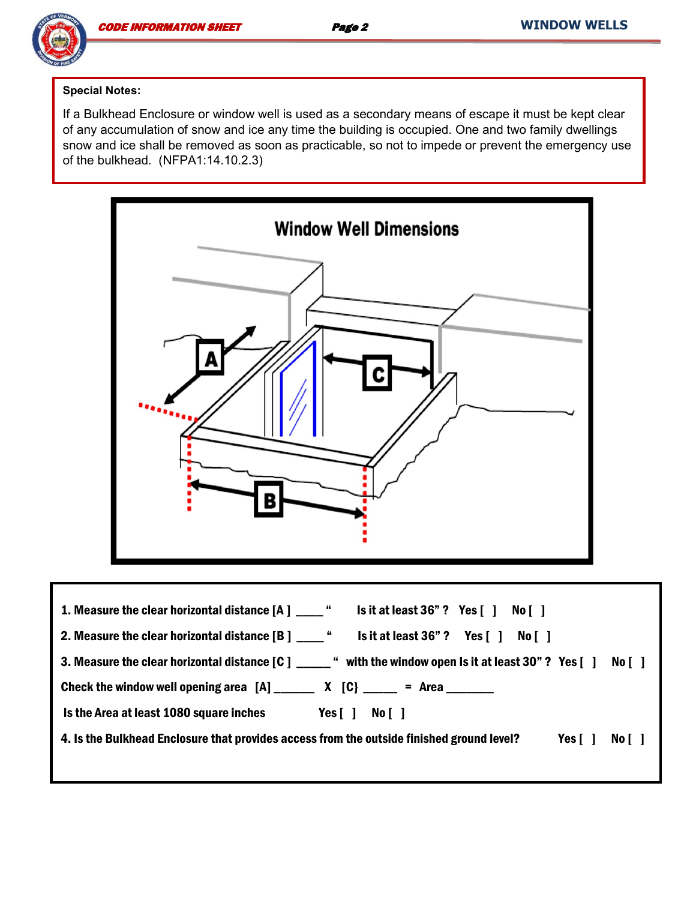**Special Notes:**

If a Bulkhead Enclosure or window well is used as a secondary means of escape it must be kept clear of any accumulation of snow and ice any time the building is occupied. One and two family dwellings snow and ice shall be removed as soon as practicable, so not to impede or prevent the emergency use of the bulkhead. (NFPA1:14.10.2.3)

Window Well Dimensions

A

B

C

1. Measure the clear horizontal distance [A ] ____ " Is it at least 36" ? Yes [ ] No [ ]

2. Measure the clear horizontal distance [B ] ____ " Is it at least 36" ? Yes [ ] No [ ]

3. Measure the clear horizontal distance [C ] _____ " with the window open Is it at least 30" ? Yes [ ] No [ ]

Check the window well opening area [A] ______ X [C} _____ = Area _______

Is the Area at least 1080 square inches Yes [ ] No [ ]

4. Is the Bulkhead Enclosure that provides access from the outside finished ground level? Yes [ ] No [ ]